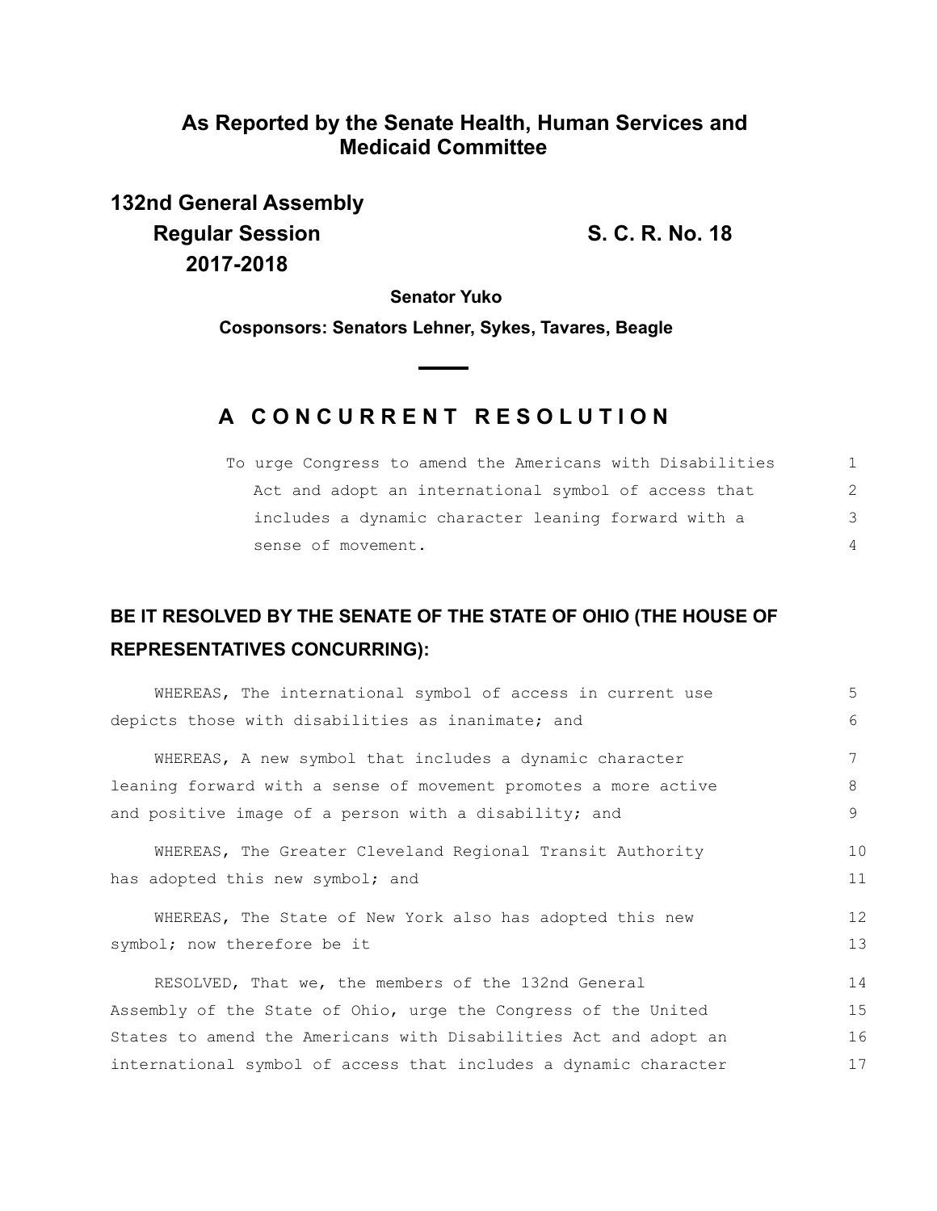## As Reported by the Senate Health, Human Services and Medicaid Committee

**132nd General Assembly**
**Regular Session** **S. C. R. No. 18**
**2017-2018**

**Senator Yuko**

**Cosponsors: Senators Lehner, Sykes, Tavares, Beagle**

# A CONCURRENT RESOLUTION

To urge Congress to amend the Americans with Disabilities Act and adopt an international symbol of access that includes a dynamic character leaning forward with a sense of movement.

**BE IT RESOLVED BY THE SENATE OF THE STATE OF OHIO (THE HOUSE OF REPRESENTATIVES CONCURRING):**

WHEREAS, The international symbol of access in current use depicts those with disabilities as inanimate; and

WHEREAS, A new symbol that includes a dynamic character leaning forward with a sense of movement promotes a more active and positive image of a person with a disability; and

WHEREAS, The Greater Cleveland Regional Transit Authority has adopted this new symbol; and

WHEREAS, The State of New York also has adopted this new symbol; now therefore be it

RESOLVED, That we, the members of the 132nd General Assembly of the State of Ohio, urge the Congress of the United States to amend the Americans with Disabilities Act and adopt an international symbol of access that includes a dynamic character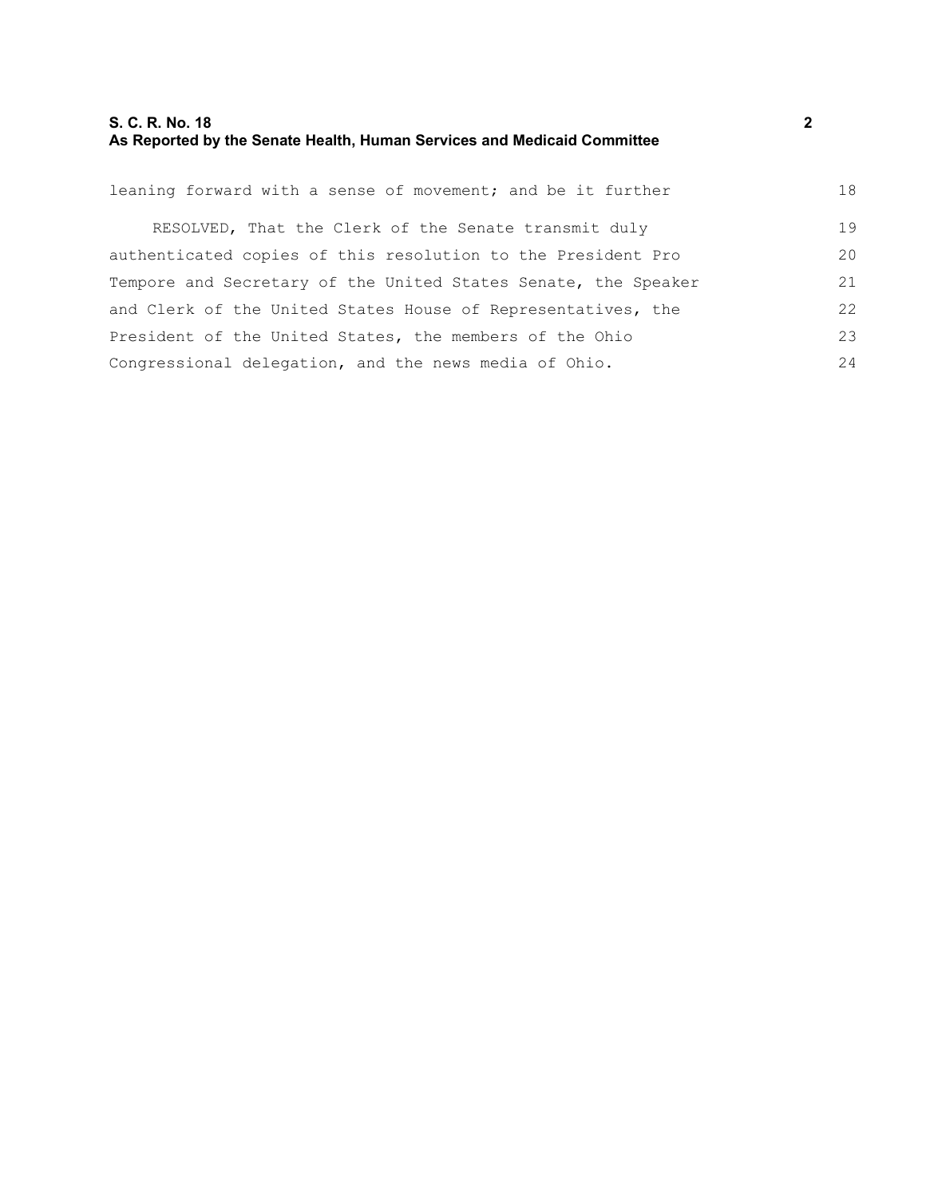leaning forward with a sense of movement; and be it further

RESOLVED, That the Clerk of the Senate transmit duly authenticated copies of this resolution to the President Pro Tempore and Secretary of the United States Senate, the Speaker and Clerk of the United States House of Representatives, the President of the United States, the members of the Ohio Congressional delegation, and the news media of Ohio.